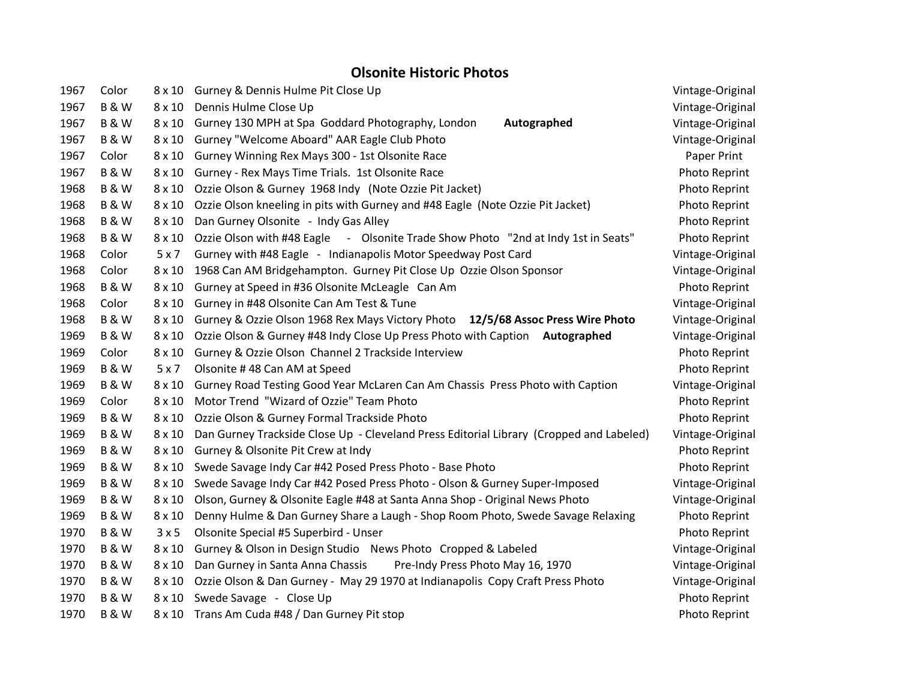# Olsonite Historic Photos

| | | | | |
|---|---|---|---|---|
| 1967 | Color | 8 x 10 | Gurney & Dennis Hulme Pit Close Up | Vintage-Original |
| 1967 | B & W | 8 x 10 | Dennis Hulme Close Up | Vintage-Original |
| 1967 | B & W | 8 x 10 | Gurney 130 MPH at Spa Goddard Photography, London **Autographed** | Vintage-Original |
| 1967 | B & W | 8 x 10 | Gurney "Welcome Aboard" AAR Eagle Club Photo | Vintage-Original |
| 1967 | Color | 8 x 10 | Gurney Winning Rex Mays 300 - 1st Olsonite Race | Paper Print |
| 1967 | B & W | 8 x 10 | Gurney - Rex Mays Time Trials. 1st Olsonite Race | Photo Reprint |
| 1968 | B & W | 8 x 10 | Ozzie Olson & Gurney 1968 Indy (Note Ozzie Pit Jacket) | Photo Reprint |
| 1968 | B & W | 8 x 10 | Ozzie Olson kneeling in pits with Gurney and #48 Eagle (Note Ozzie Pit Jacket) | Photo Reprint |
| 1968 | B & W | 8 x 10 | Dan Gurney Olsonite - Indy Gas Alley | Photo Reprint |
| 1968 | B & W | 8 x 10 | Ozzie Olson with #48 Eagle - Olsonite Trade Show Photo "2nd at Indy 1st in Seats" | Photo Reprint |
| 1968 | Color | 5 x 7 | Gurney with #48 Eagle - Indianapolis Motor Speedway Post Card | Vintage-Original |
| 1968 | Color | 8 x 10 | 1968 Can AM Bridgehampton. Gurney Pit Close Up Ozzie Olson Sponsor | Vintage-Original |
| 1968 | B & W | 8 x 10 | Gurney at Speed in #36 Olsonite McLeagle Can Am | Photo Reprint |
| 1968 | Color | 8 x 10 | Gurney in #48 Olsonite Can Am Test & Tune | Vintage-Original |
| 1968 | B & W | 8 x 10 | Gurney & Ozzie Olson 1968 Rex Mays Victory Photo **12/5/68 Assoc Press Wire Photo** | Vintage-Original |
| 1969 | B & W | 8 x 10 | Ozzie Olson & Gurney #48 Indy Close Up Press Photo with Caption **Autographed** | Vintage-Original |
| 1969 | Color | 8 x 10 | Gurney & Ozzie Olson Channel 2 Trackside Interview | Photo Reprint |
| 1969 | B & W | 5 x 7 | Olsonite # 48 Can AM at Speed | Photo Reprint |
| 1969 | B & W | 8 x 10 | Gurney Road Testing Good Year McLaren Can Am Chassis Press Photo with Caption | Vintage-Original |
| 1969 | Color | 8 x 10 | Motor Trend "Wizard of Ozzie" Team Photo | Photo Reprint |
| 1969 | B & W | 8 x 10 | Ozzie Olson & Gurney Formal Trackside Photo | Photo Reprint |
| 1969 | B & W | 8 x 10 | Dan Gurney Trackside Close Up - Cleveland Press Editorial Library (Cropped and Labeled) | Vintage-Original |
| 1969 | B & W | 8 x 10 | Gurney & Olsonite Pit Crew at Indy | Photo Reprint |
| 1969 | B & W | 8 x 10 | Swede Savage Indy Car #42 Posed Press Photo - Base Photo | Photo Reprint |
| 1969 | B & W | 8 x 10 | Swede Savage Indy Car #42 Posed Press Photo - Olson & Gurney Super-Imposed | Vintage-Original |
| 1969 | B & W | 8 x 10 | Olson, Gurney & Olsonite Eagle #48 at Santa Anna Shop - Original News Photo | Vintage-Original |
| 1969 | B & W | 8 x 10 | Denny Hulme & Dan Gurney Share a Laugh - Shop Room Photo, Swede Savage Relaxing | Photo Reprint |
| 1970 | B & W | 3 x 5 | Olsonite Special #5 Superbird - Unser | Photo Reprint |
| 1970 | B & W | 8 x 10 | Gurney & Olson in Design Studio News Photo Cropped & Labeled | Vintage-Original |
| 1970 | B & W | 8 x 10 | Dan Gurney in Santa Anna Chassis Pre-Indy Press Photo May 16, 1970 | Vintage-Original |
| 1970 | B & W | 8 x 10 | Ozzie Olson & Dan Gurney - May 29 1970 at Indianapolis Copy Craft Press Photo | Vintage-Original |
| 1970 | B & W | 8 x 10 | Swede Savage - Close Up | Photo Reprint |
| 1970 | B & W | 8 x 10 | Trans Am Cuda #48 / Dan Gurney Pit stop | Photo Reprint |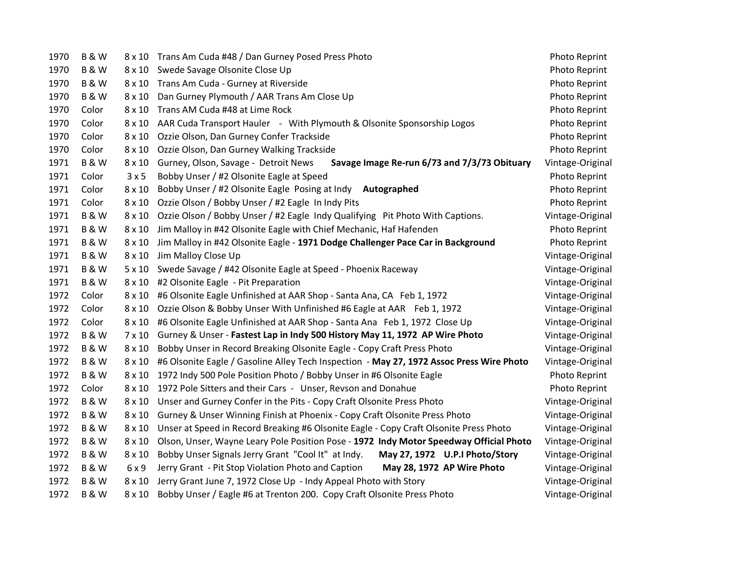| | | | | |
|---|---|---|---|---|
| 1970 | B & W | 8 x 10 | Trans Am Cuda #48 / Dan Gurney Posed Press Photo | Photo Reprint |
| 1970 | B & W | 8 x 10 | Swede Savage Olsonite Close Up | Photo Reprint |
| 1970 | B & W | 8 x 10 | Trans Am Cuda - Gurney at Riverside | Photo Reprint |
| 1970 | B & W | 8 x 10 | Dan Gurney Plymouth / AAR Trans Am Close Up | Photo Reprint |
| 1970 | Color | 8 x 10 | Trans AM Cuda #48 at Lime Rock | Photo Reprint |
| 1970 | Color | 8 x 10 | AAR Cuda Transport Hauler - With Plymouth & Olsonite Sponsorship Logos | Photo Reprint |
| 1970 | Color | 8 x 10 | Ozzie Olson, Dan Gurney Confer Trackside | Photo Reprint |
| 1970 | Color | 8 x 10 | Ozzie Olson, Dan Gurney Walking Trackside | Photo Reprint |
| 1971 | B & W | 8 x 10 | Gurney, Olson, Savage - Detroit News **Savage Image Re-run 6/73 and 7/3/73 Obituary** | Vintage-Original |
| 1971 | Color | 3 x 5 | Bobby Unser / #2 Olsonite Eagle at Speed | Photo Reprint |
| 1971 | Color | 8 x 10 | Bobby Unser / #2 Olsonite Eagle Posing at Indy **Autographed** | Photo Reprint |
| 1971 | Color | 8 x 10 | Ozzie Olson / Bobby Unser / #2 Eagle In Indy Pits | Photo Reprint |
| 1971 | B & W | 8 x 10 | Ozzie Olson / Bobby Unser / #2 Eagle Indy Qualifying Pit Photo With Captions. | Vintage-Original |
| 1971 | B & W | 8 x 10 | Jim Malloy in #42 Olsonite Eagle with Chief Mechanic, Haf Hafenden | Photo Reprint |
| 1971 | B & W | 8 x 10 | Jim Malloy in #42 Olsonite Eagle - **1971 Dodge Challenger Pace Car in Background** | Photo Reprint |
| 1971 | B & W | 8 x 10 | Jim Malloy Close Up | Vintage-Original |
| 1971 | B & W | 5 x 10 | Swede Savage / #42 Olsonite Eagle at Speed - Phoenix Raceway | Vintage-Original |
| 1971 | B & W | 8 x 10 | #2 Olsonite Eagle - Pit Preparation | Vintage-Original |
| 1972 | Color | 8 x 10 | #6 Olsonite Eagle Unfinished at AAR Shop - Santa Ana, CA Feb 1, 1972 | Vintage-Original |
| 1972 | Color | 8 x 10 | Ozzie Olson & Bobby Unser With Unfinished #6 Eagle at AAR Feb 1, 1972 | Vintage-Original |
| 1972 | Color | 8 x 10 | #6 Olsonite Eagle Unfinished at AAR Shop - Santa Ana Feb 1, 1972 Close Up | Vintage-Original |
| 1972 | B & W | 7 x 10 | Gurney & Unser - **Fastest Lap in Indy 500 History May 11, 1972 AP Wire Photo** | Vintage-Original |
| 1972 | B & W | 8 x 10 | Bobby Unser in Record Breaking Olsonite Eagle - Copy Craft Press Photo | Vintage-Original |
| 1972 | B & W | 8 x 10 | #6 Olsonite Eagle / Gasoline Alley Tech Inspection - **May 27, 1972 Assoc Press Wire Photo** | Vintage-Original |
| 1972 | B & W | 8 x 10 | 1972 Indy 500 Pole Position Photo / Bobby Unser in #6 Olsonite Eagle | Photo Reprint |
| 1972 | Color | 8 x 10 | 1972 Pole Sitters and their Cars - Unser, Revson and Donahue | Photo Reprint |
| 1972 | B & W | 8 x 10 | Unser and Gurney Confer in the Pits - Copy Craft Olsonite Press Photo | Vintage-Original |
| 1972 | B & W | 8 x 10 | Gurney & Unser Winning Finish at Phoenix - Copy Craft Olsonite Press Photo | Vintage-Original |
| 1972 | B & W | 8 x 10 | Unser at Speed in Record Breaking #6 Olsonite Eagle - Copy Craft Olsonite Press Photo | Vintage-Original |
| 1972 | B & W | 8 x 10 | Olson, Unser, Wayne Leary Pole Position Pose - **1972 Indy Motor Speedway Official Photo** | Vintage-Original |
| 1972 | B & W | 8 x 10 | Bobby Unser Signals Jerry Grant "Cool It" at Indy. **May 27, 1972 U.P.I Photo/Story** | Vintage-Original |
| 1972 | B & W | 6 x 9 | Jerry Grant - Pit Stop Violation Photo and Caption **May 28, 1972 AP Wire Photo** | Vintage-Original |
| 1972 | B & W | 8 x 10 | Jerry Grant June 7, 1972 Close Up - Indy Appeal Photo with Story | Vintage-Original |
| 1972 | B & W | 8 x 10 | Bobby Unser / Eagle #6 at Trenton 200. Copy Craft Olsonite Press Photo | Vintage-Original |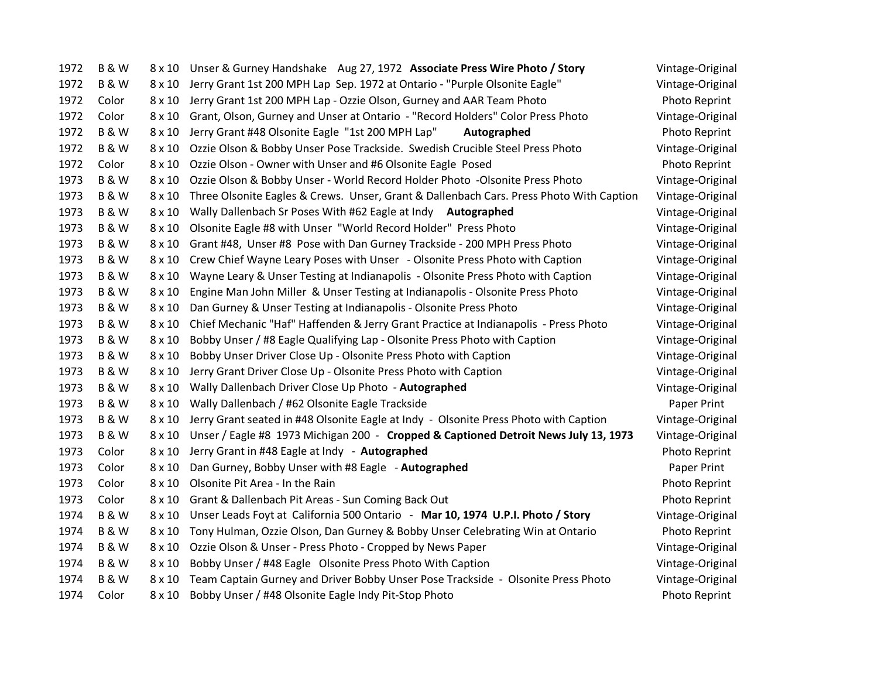| | | | | |
|---|---|---|---|---|
| 1972 | B & W | 8 x 10 | Unser & Gurney Handshake Aug 27, 1972 **Associate Press Wire Photo / Story** | Vintage-Original |
| 1972 | B & W | 8 x 10 | Jerry Grant 1st 200 MPH Lap Sep. 1972 at Ontario - "Purple Olsonite Eagle" | Vintage-Original |
| 1972 | Color | 8 x 10 | Jerry Grant 1st 200 MPH Lap - Ozzie Olson, Gurney and AAR Team Photo | Photo Reprint |
| 1972 | Color | 8 x 10 | Grant, Olson, Gurney and Unser at Ontario - "Record Holders" Color Press Photo | Vintage-Original |
| 1972 | B & W | 8 x 10 | Jerry Grant #48 Olsonite Eagle "1st 200 MPH Lap" **Autographed** | Photo Reprint |
| 1972 | B & W | 8 x 10 | Ozzie Olson & Bobby Unser Pose Trackside. Swedish Crucible Steel Press Photo | Vintage-Original |
| 1972 | Color | 8 x 10 | Ozzie Olson - Owner with Unser and #6 Olsonite Eagle Posed | Photo Reprint |
| 1973 | B & W | 8 x 10 | Ozzie Olson & Bobby Unser - World Record Holder Photo -Olsonite Press Photo | Vintage-Original |
| 1973 | B & W | 8 x 10 | Three Olsonite Eagles & Crews. Unser, Grant & Dallenbach Cars. Press Photo With Caption | Vintage-Original |
| 1973 | B & W | 8 x 10 | Wally Dallenbach Sr Poses With #62 Eagle at Indy **Autographed** | Vintage-Original |
| 1973 | B & W | 8 x 10 | Olsonite Eagle #8 with Unser "World Record Holder" Press Photo | Vintage-Original |
| 1973 | B & W | 8 x 10 | Grant #48, Unser #8 Pose with Dan Gurney Trackside - 200 MPH Press Photo | Vintage-Original |
| 1973 | B & W | 8 x 10 | Crew Chief Wayne Leary Poses with Unser - Olsonite Press Photo with Caption | Vintage-Original |
| 1973 | B & W | 8 x 10 | Wayne Leary & Unser Testing at Indianapolis - Olsonite Press Photo with Caption | Vintage-Original |
| 1973 | B & W | 8 x 10 | Engine Man John Miller & Unser Testing at Indianapolis - Olsonite Press Photo | Vintage-Original |
| 1973 | B & W | 8 x 10 | Dan Gurney & Unser Testing at Indianapolis - Olsonite Press Photo | Vintage-Original |
| 1973 | B & W | 8 x 10 | Chief Mechanic "Haf" Haffenden & Jerry Grant Practice at Indianapolis - Press Photo | Vintage-Original |
| 1973 | B & W | 8 x 10 | Bobby Unser / #8 Eagle Qualifying Lap - Olsonite Press Photo with Caption | Vintage-Original |
| 1973 | B & W | 8 x 10 | Bobby Unser Driver Close Up - Olsonite Press Photo with Caption | Vintage-Original |
| 1973 | B & W | 8 x 10 | Jerry Grant Driver Close Up - Olsonite Press Photo with Caption | Vintage-Original |
| 1973 | B & W | 8 x 10 | Wally Dallenbach Driver Close Up Photo - **Autographed** | Vintage-Original |
| 1973 | B & W | 8 x 10 | Wally Dallenbach / #62 Olsonite Eagle Trackside | Paper Print |
| 1973 | B & W | 8 x 10 | Jerry Grant seated in #48 Olsonite Eagle at Indy - Olsonite Press Photo with Caption | Vintage-Original |
| 1973 | B & W | 8 x 10 | Unser / Eagle #8 1973 Michigan 200 - **Cropped & Captioned Detroit News July 13, 1973** | Vintage-Original |
| 1973 | Color | 8 x 10 | Jerry Grant in #48 Eagle at Indy - **Autographed** | Photo Reprint |
| 1973 | Color | 8 x 10 | Dan Gurney, Bobby Unser with #8 Eagle - **Autographed** | Paper Print |
| 1973 | Color | 8 x 10 | Olsonite Pit Area - In the Rain | Photo Reprint |
| 1973 | Color | 8 x 10 | Grant & Dallenbach Pit Areas - Sun Coming Back Out | Photo Reprint |
| 1974 | B & W | 8 x 10 | Unser Leads Foyt at California 500 Ontario - **Mar 10, 1974 U.P.I. Photo / Story** | Vintage-Original |
| 1974 | B & W | 8 x 10 | Tony Hulman, Ozzie Olson, Dan Gurney & Bobby Unser Celebrating Win at Ontario | Photo Reprint |
| 1974 | B & W | 8 x 10 | Ozzie Olson & Unser - Press Photo - Cropped by News Paper | Vintage-Original |
| 1974 | B & W | 8 x 10 | Bobby Unser / #48 Eagle Olsonite Press Photo With Caption | Vintage-Original |
| 1974 | B & W | 8 x 10 | Team Captain Gurney and Driver Bobby Unser Pose Trackside - Olsonite Press Photo | Vintage-Original |
| 1974 | Color | 8 x 10 | Bobby Unser / #48 Olsonite Eagle Indy Pit-Stop Photo | Photo Reprint |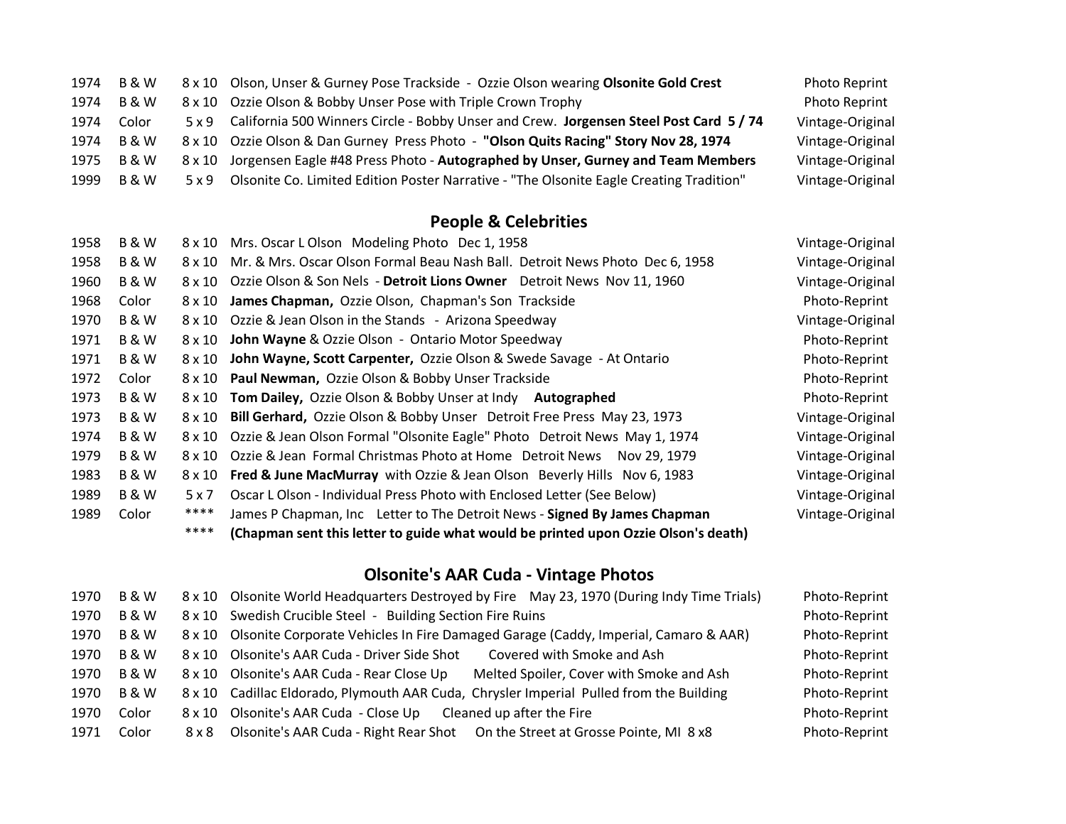| | | | | |
|---|---|---|---|---|
| 1974 | B & W | 8 x 10 | Olson, Unser & Gurney Pose Trackside - Ozzie Olson wearing **Olsonite Gold Crest** | Photo Reprint |
| 1974 | B & W | 8 x 10 | Ozzie Olson & Bobby Unser Pose with Triple Crown Trophy | Photo Reprint |
| 1974 | Color | 5 x 9 | California 500 Winners Circle - Bobby Unser and Crew. **Jorgensen Steel Post Card 5 / 74** | Vintage-Original |
| 1974 | B & W | 8 x 10 | Ozzie Olson & Dan Gurney Press Photo - **"Olson Quits Racing" Story Nov 28, 1974** | Vintage-Original |
| 1975 | B & W | 8 x 10 | Jorgensen Eagle #48 Press Photo - **Autographed by Unser, Gurney and Team Members** | Vintage-Original |
| 1999 | B & W | 5 x 9 | Olsonite Co. Limited Edition Poster Narrative - "The Olsonite Eagle Creating Tradition" | Vintage-Original |

## People & Celebrities

| | | | | |
|---|---|---|---|---|
| 1958 | B & W | 8 x 10 | Mrs. Oscar L Olson Modeling Photo Dec 1, 1958 | Vintage-Original |
| 1958 | B & W | 8 x 10 | Mr. & Mrs. Oscar Olson Formal Beau Nash Ball. Detroit News Photo Dec 6, 1958 | Vintage-Original |
| 1960 | B & W | 8 x 10 | Ozzie Olson & Son Nels - **Detroit Lions Owner** Detroit News Nov 11, 1960 | Vintage-Original |
| 1968 | Color | 8 x 10 | **James Chapman,** Ozzie Olson, Chapman's Son Trackside | Photo-Reprint |
| 1970 | B & W | 8 x 10 | Ozzie & Jean Olson in the Stands - Arizona Speedway | Vintage-Original |
| 1971 | B & W | 8 x 10 | **John Wayne** & Ozzie Olson - Ontario Motor Speedway | Photo-Reprint |
| 1971 | B & W | 8 x 10 | **John Wayne, Scott Carpenter,** Ozzie Olson & Swede Savage - At Ontario | Photo-Reprint |
| 1972 | Color | 8 x 10 | **Paul Newman,** Ozzie Olson & Bobby Unser Trackside | Photo-Reprint |
| 1973 | B & W | 8 x 10 | **Tom Dailey,** Ozzie Olson & Bobby Unser at Indy **Autographed** | Photo-Reprint |
| 1973 | B & W | 8 x 10 | **Bill Gerhard,** Ozzie Olson & Bobby Unser Detroit Free Press May 23, 1973 | Vintage-Original |
| 1974 | B & W | 8 x 10 | Ozzie & Jean Olson Formal "Olsonite Eagle" Photo Detroit News May 1, 1974 | Vintage-Original |
| 1979 | B & W | 8 x 10 | Ozzie & Jean Formal Christmas Photo at Home Detroit News Nov 29, 1979 | Vintage-Original |
| 1983 | B & W | 8 x 10 | **Fred & June MacMurray** with Ozzie & Jean Olson Beverly Hills Nov 6, 1983 | Vintage-Original |
| 1989 | B & W | 5 x 7 | Oscar L Olson - Individual Press Photo with Enclosed Letter (See Below) | Vintage-Original |
| 1989 | Color | **** | James P Chapman, Inc Letter to The Detroit News - **Signed By James Chapman** | Vintage-Original |
| | | **** | **(Chapman sent this letter to guide what would be printed upon Ozzie Olson's death)** | |

## Olsonite's AAR Cuda - Vintage Photos

| | | | | |
|---|---|---|---|---|
| 1970 | B & W | 8 x 10 | Olsonite World Headquarters Destroyed by Fire May 23, 1970 (During Indy Time Trials) | Photo-Reprint |
| 1970 | B & W | 8 x 10 | Swedish Crucible Steel - Building Section Fire Ruins | Photo-Reprint |
| 1970 | B & W | 8 x 10 | Olsonite Corporate Vehicles In Fire Damaged Garage (Caddy, Imperial, Camaro & AAR) | Photo-Reprint |
| 1970 | B & W | 8 x 10 | Olsonite's AAR Cuda - Driver Side Shot Covered with Smoke and Ash | Photo-Reprint |
| 1970 | B & W | 8 x 10 | Olsonite's AAR Cuda - Rear Close Up Melted Spoiler, Cover with Smoke and Ash | Photo-Reprint |
| 1970 | B & W | 8 x 10 | Cadillac Eldorado, Plymouth AAR Cuda, Chrysler Imperial Pulled from the Building | Photo-Reprint |
| 1970 | Color | 8 x 10 | Olsonite's AAR Cuda - Close Up Cleaned up after the Fire | Photo-Reprint |
| 1971 | Color | 8 x 8 | Olsonite's AAR Cuda - Right Rear Shot On the Street at Grosse Pointe, MI 8 x8 | Photo-Reprint |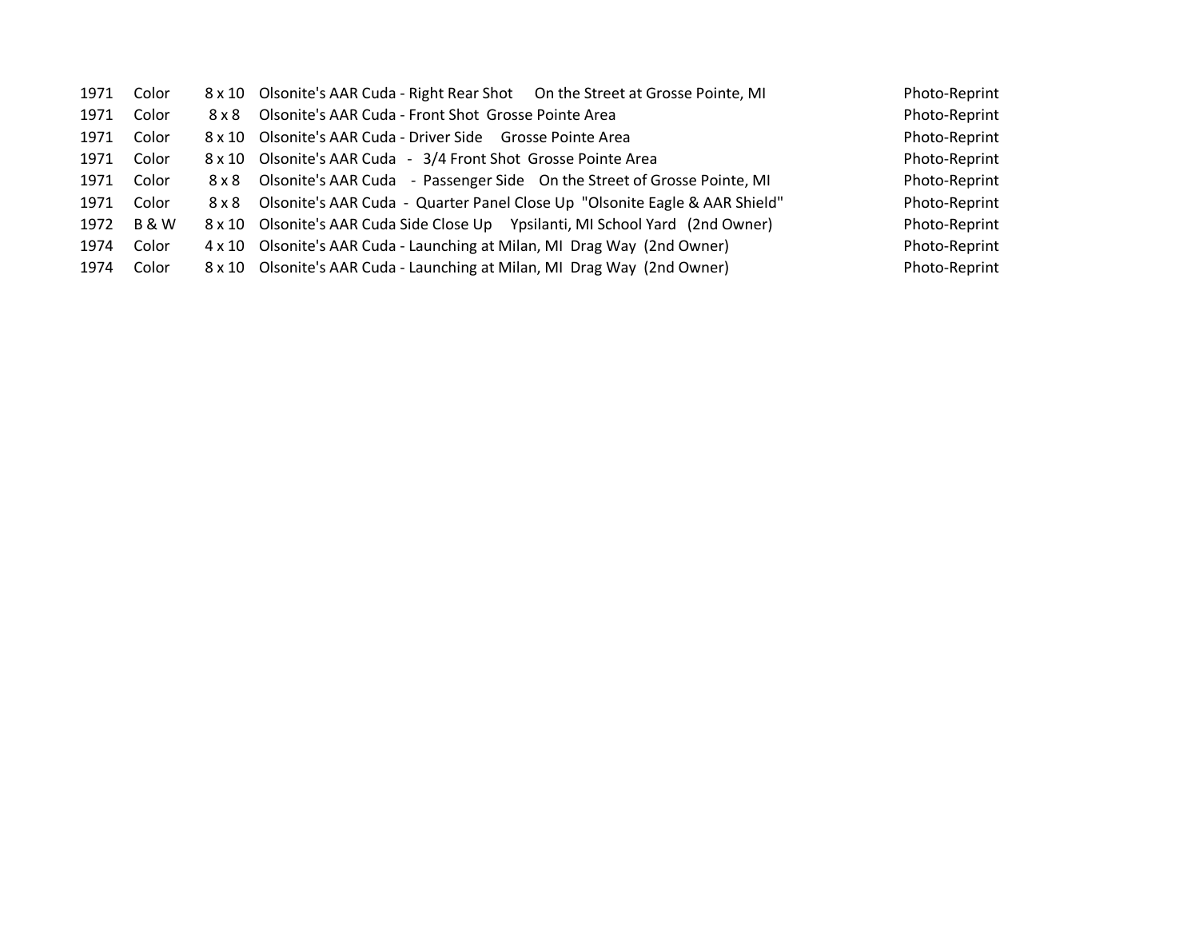| | | | | |
|---|---|---|---|---|
| 1971 | Color | 8 x 10 | Olsonite's AAR Cuda - Right Rear Shot On the Street at Grosse Pointe, MI | Photo-Reprint |
| 1971 | Color | 8 x 8 | Olsonite's AAR Cuda - Front Shot Grosse Pointe Area | Photo-Reprint |
| 1971 | Color | 8 x 10 | Olsonite's AAR Cuda - Driver Side Grosse Pointe Area | Photo-Reprint |
| 1971 | Color | 8 x 10 | Olsonite's AAR Cuda - 3/4 Front Shot Grosse Pointe Area | Photo-Reprint |
| 1971 | Color | 8 x 8 | Olsonite's AAR Cuda - Passenger Side On the Street of Grosse Pointe, MI | Photo-Reprint |
| 1971 | Color | 8 x 8 | Olsonite's AAR Cuda - Quarter Panel Close Up "Olsonite Eagle & AAR Shield" | Photo-Reprint |
| 1972 | B & W | 8 x 10 | Olsonite's AAR Cuda Side Close Up Ypsilanti, MI School Yard (2nd Owner) | Photo-Reprint |
| 1974 | Color | 4 x 10 | Olsonite's AAR Cuda - Launching at Milan, MI Drag Way (2nd Owner) | Photo-Reprint |
| 1974 | Color | 8 x 10 | Olsonite's AAR Cuda - Launching at Milan, MI Drag Way (2nd Owner) | Photo-Reprint |